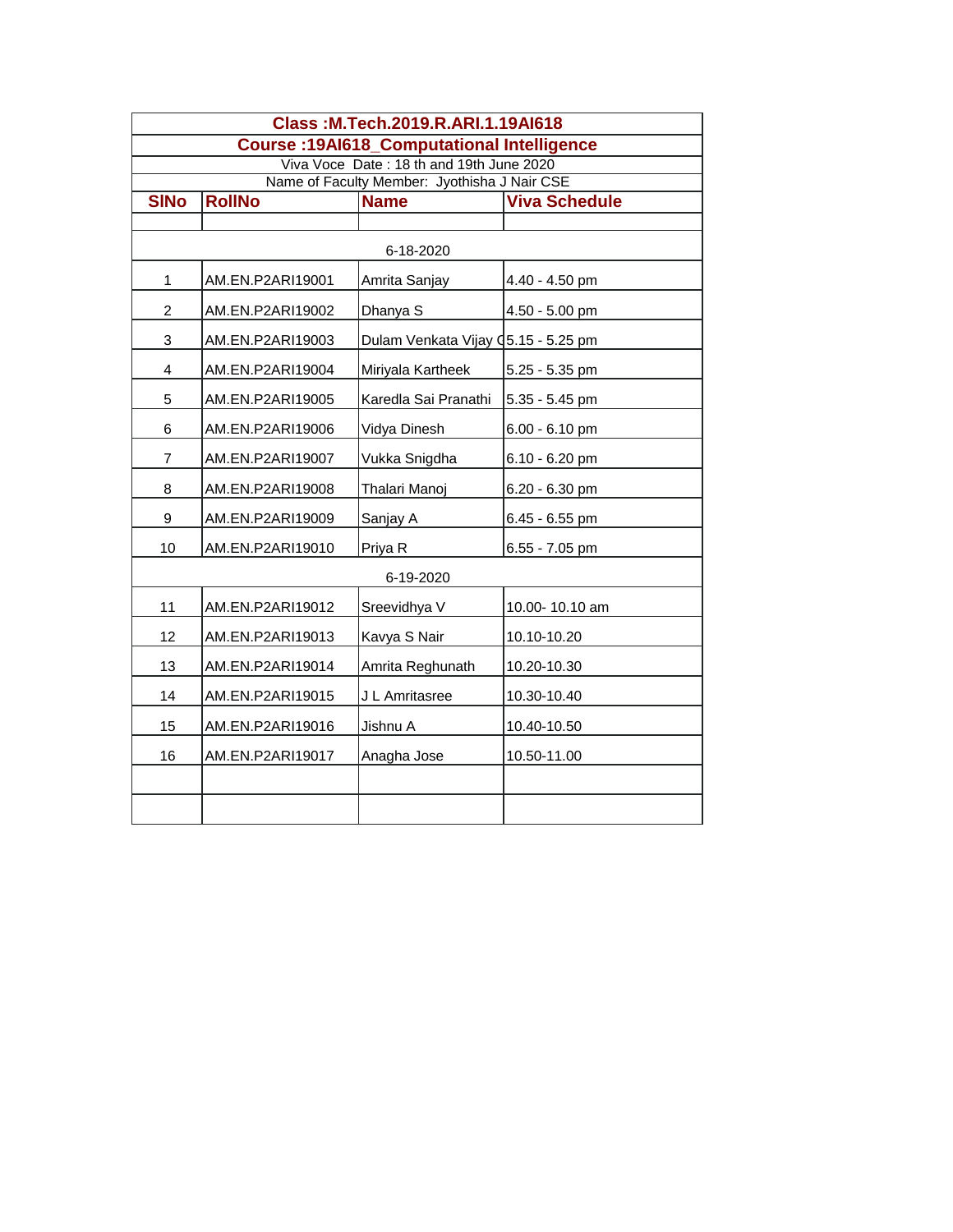**Class :M.Tech.2019.R.ARI.1.19AI618**

**Course :19AI618_Computational Intelligence**

Viva Voce Date : 18 th and 19th June 2020

Name of Faculty Member: Jyothisha J Nair CSE

| SlNo | RollNo | Name | Viva Schedule |
|---|---|---|---|
| | | | |
| | | 6-18-2020 | |
| 1 | AM.EN.P2ARI19001 | Amrita Sanjay | 4.40 - 4.50 pm |
| 2 | AM.EN.P2ARI19002 | Dhanya S | 4.50 - 5.00 pm |
| 3 | AM.EN.P2ARI19003 | Dulam Venkata Vijay C | 5.15 - 5.25 pm |
| 4 | AM.EN.P2ARI19004 | Miriyala Kartheek | 5.25 - 5.35 pm |
| 5 | AM.EN.P2ARI19005 | Karedla Sai Pranathi | 5.35 - 5.45 pm |
| 6 | AM.EN.P2ARI19006 | Vidya Dinesh | 6.00 - 6.10 pm |
| 7 | AM.EN.P2ARI19007 | Vukka Snigdha | 6.10 - 6.20 pm |
| 8 | AM.EN.P2ARI19008 | Thalari Manoj | 6.20 - 6.30 pm |
| 9 | AM.EN.P2ARI19009 | Sanjay A | 6.45 - 6.55 pm |
| 10 | AM.EN.P2ARI19010 | Priya R | 6.55 - 7.05 pm |
| | | 6-19-2020 | |
| 11 | AM.EN.P2ARI19012 | Sreevidhya V | 10.00- 10.10 am |
| 12 | AM.EN.P2ARI19013 | Kavya S Nair | 10.10-10.20 |
| 13 | AM.EN.P2ARI19014 | Amrita Reghunath | 10.20-10.30 |
| 14 | AM.EN.P2ARI19015 | J L Amritasree | 10.30-10.40 |
| 15 | AM.EN.P2ARI19016 | Jishnu A | 10.40-10.50 |
| 16 | AM.EN.P2ARI19017 | Anagha Jose | 10.50-11.00 |
| | | | |
| | | | |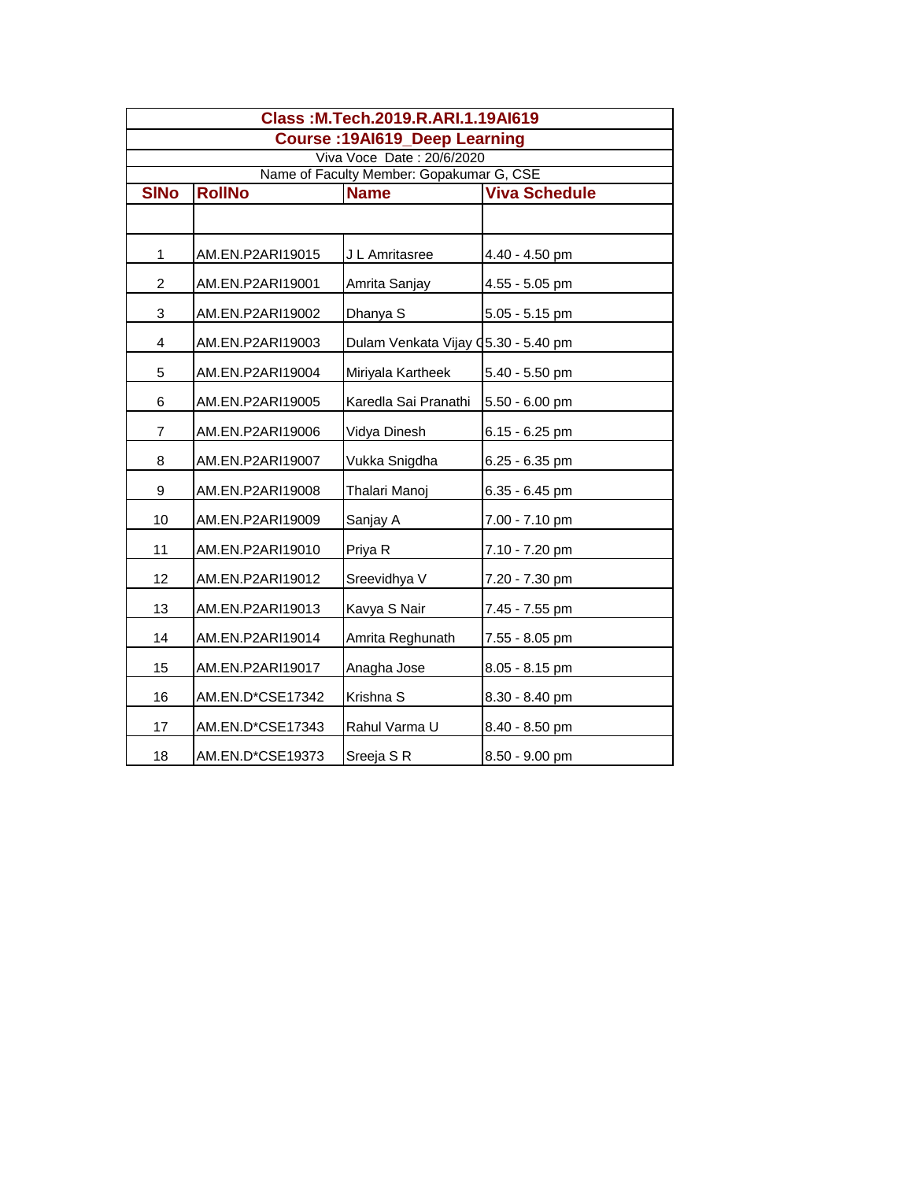**Class :M.Tech.2019.R.ARI.1.19AI619**

**Course :19AI619_Deep Learning**

Viva Voce Date : 20/6/2020

Name of Faculty Member: Gopakumar G, CSE

| SlNo | RollNo | Name | Viva Schedule |
|---|---|---|---|
| | | | |
| 1 | AM.EN.P2ARI19015 | J L Amritasree | 4.40 - 4.50 pm |
| 2 | AM.EN.P2ARI19001 | Amrita Sanjay | 4.55 - 5.05 pm |
| 3 | AM.EN.P2ARI19002 | Dhanya S | 5.05 - 5.15 pm |
| 4 | AM.EN.P2ARI19003 | Dulam Venkata Vijay C | 5.30 - 5.40 pm |
| 5 | AM.EN.P2ARI19004 | Miriyala Kartheek | 5.40 - 5.50 pm |
| 6 | AM.EN.P2ARI19005 | Karedla Sai Pranathi | 5.50 - 6.00 pm |
| 7 | AM.EN.P2ARI19006 | Vidya Dinesh | 6.15 - 6.25 pm |
| 8 | AM.EN.P2ARI19007 | Vukka Snigdha | 6.25 - 6.35 pm |
| 9 | AM.EN.P2ARI19008 | Thalari Manoj | 6.35 - 6.45 pm |
| 10 | AM.EN.P2ARI19009 | Sanjay A | 7.00 - 7.10 pm |
| 11 | AM.EN.P2ARI19010 | Priya R | 7.10 - 7.20 pm |
| 12 | AM.EN.P2ARI19012 | Sreevidhya V | 7.20 - 7.30 pm |
| 13 | AM.EN.P2ARI19013 | Kavya S Nair | 7.45 - 7.55 pm |
| 14 | AM.EN.P2ARI19014 | Amrita Reghunath | 7.55 - 8.05 pm |
| 15 | AM.EN.P2ARI19017 | Anagha Jose | 8.05 - 8.15 pm |
| 16 | AM.EN.D*CSE17342 | Krishna S | 8.30 - 8.40 pm |
| 17 | AM.EN.D*CSE17343 | Rahul Varma U | 8.40 - 8.50 pm |
| 18 | AM.EN.D*CSE19373 | Sreeja S R | 8.50 - 9.00 pm |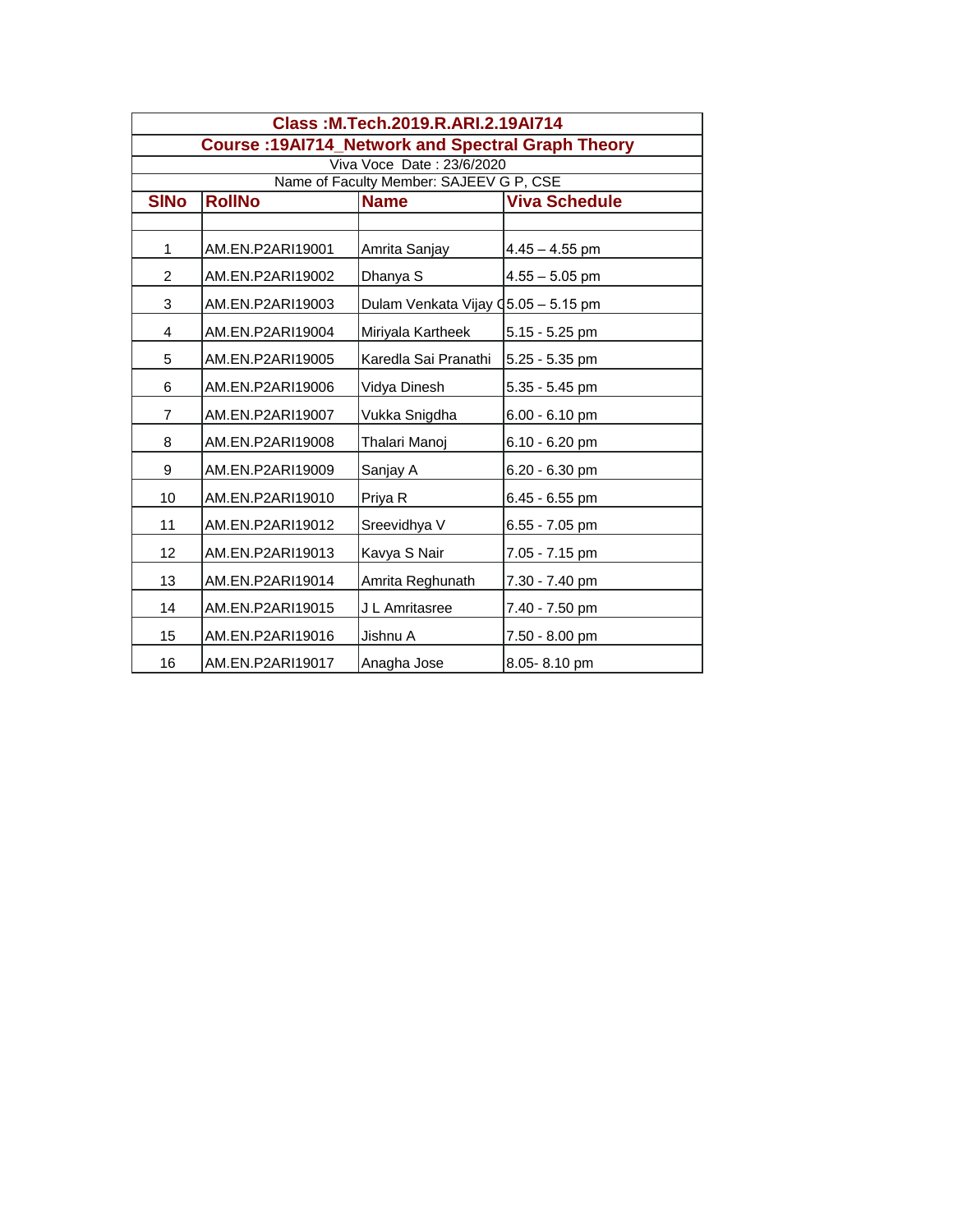**Class :M.Tech.2019.R.ARI.2.19AI714**

**Course :19AI714_Network and Spectral Graph Theory**

Viva Voce Date : 23/6/2020

Name of Faculty Member: SAJEEV G P, CSE

| SlNo | RollNo | Name | Viva Schedule |
|---|---|---|---|
| | | | |
| 1 | AM.EN.P2ARI19001 | Amrita Sanjay | 4.45 – 4.55 pm |
| 2 | AM.EN.P2ARI19002 | Dhanya S | 4.55 – 5.05 pm |
| 3 | AM.EN.P2ARI19003 | Dulam Venkata Vijay C | 5.05 – 5.15 pm |
| 4 | AM.EN.P2ARI19004 | Miriyala Kartheek | 5.15 - 5.25 pm |
| 5 | AM.EN.P2ARI19005 | Karedla Sai Pranathi | 5.25 - 5.35 pm |
| 6 | AM.EN.P2ARI19006 | Vidya Dinesh | 5.35 - 5.45 pm |
| 7 | AM.EN.P2ARI19007 | Vukka Snigdha | 6.00 - 6.10 pm |
| 8 | AM.EN.P2ARI19008 | Thalari Manoj | 6.10 - 6.20 pm |
| 9 | AM.EN.P2ARI19009 | Sanjay A | 6.20 - 6.30 pm |
| 10 | AM.EN.P2ARI19010 | Priya R | 6.45 - 6.55 pm |
| 11 | AM.EN.P2ARI19012 | Sreevidhya V | 6.55 - 7.05 pm |
| 12 | AM.EN.P2ARI19013 | Kavya S Nair | 7.05 - 7.15 pm |
| 13 | AM.EN.P2ARI19014 | Amrita Reghunath | 7.30 - 7.40 pm |
| 14 | AM.EN.P2ARI19015 | J L Amritasree | 7.40 - 7.50 pm |
| 15 | AM.EN.P2ARI19016 | Jishnu A | 7.50 - 8.00 pm |
| 16 | AM.EN.P2ARI19017 | Anagha Jose | 8.05- 8.10 pm |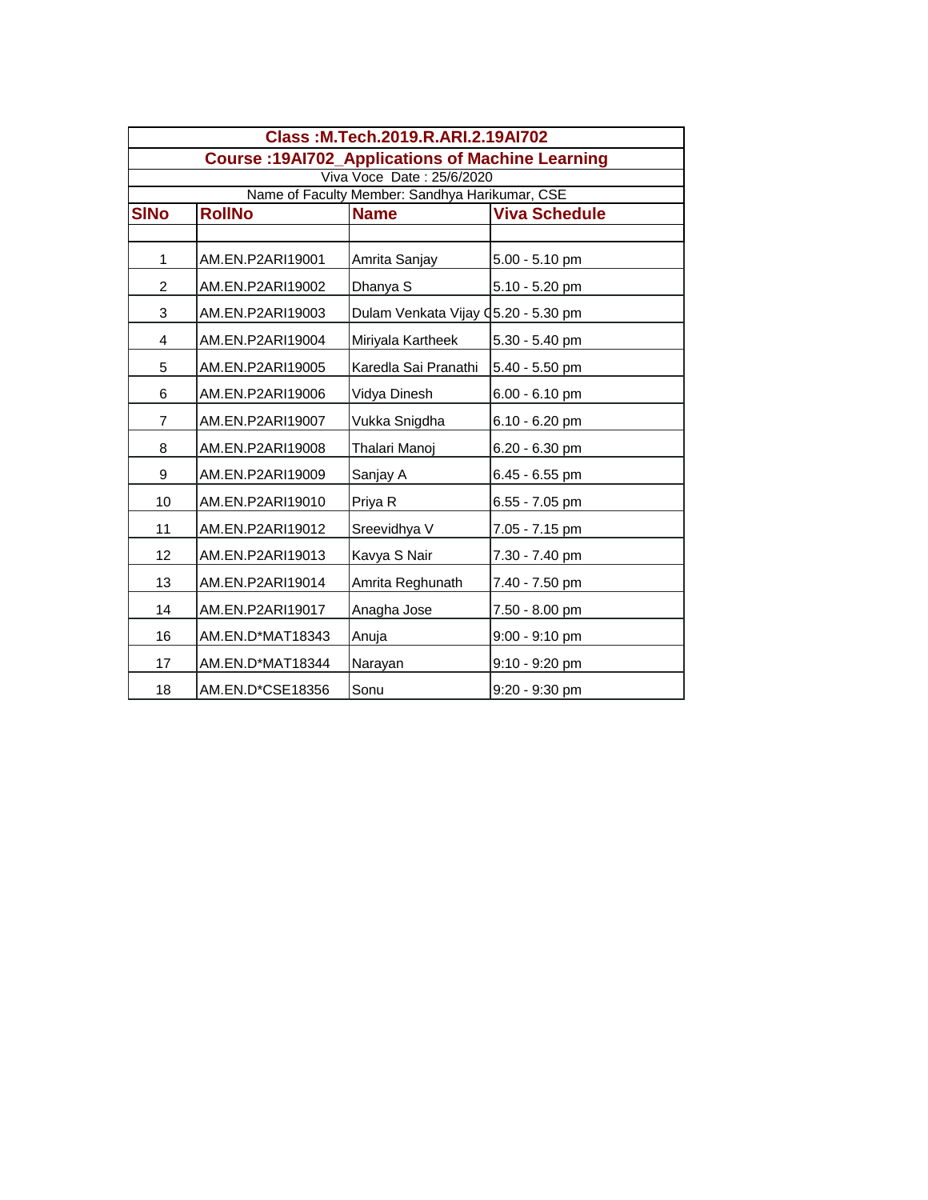| Class :M.Tech.2019.R.ARI.2.19AI702 | | | |
|---|---|---|---|
| Course :19AI702_Applications of Machine Learning | | | |
| Viva Voce Date : 25/6/2020 | | | |
| Name of Faculty Member: Sandhya Harikumar, CSE | | | |
| **SlNo** | **RollNo** | **Name** | **Viva Schedule** |
| | | | |
| 1 | AM.EN.P2ARI19001 | Amrita Sanjay | 5.00 - 5.10 pm |
| 2 | AM.EN.P2ARI19002 | Dhanya S | 5.10 - 5.20 pm |
| 3 | AM.EN.P2ARI19003 | Dulam Venkata Vijay C | 5.20 - 5.30 pm |
| 4 | AM.EN.P2ARI19004 | Miriyala Kartheek | 5.30 - 5.40 pm |
| 5 | AM.EN.P2ARI19005 | Karedla Sai Pranathi | 5.40 - 5.50 pm |
| 6 | AM.EN.P2ARI19006 | Vidya Dinesh | 6.00 - 6.10 pm |
| 7 | AM.EN.P2ARI19007 | Vukka Snigdha | 6.10 - 6.20 pm |
| 8 | AM.EN.P2ARI19008 | Thalari Manoj | 6.20 - 6.30 pm |
| 9 | AM.EN.P2ARI19009 | Sanjay A | 6.45 - 6.55 pm |
| 10 | AM.EN.P2ARI19010 | Priya R | 6.55 - 7.05 pm |
| 11 | AM.EN.P2ARI19012 | Sreevidhya V | 7.05 - 7.15 pm |
| 12 | AM.EN.P2ARI19013 | Kavya S Nair | 7.30 - 7.40 pm |
| 13 | AM.EN.P2ARI19014 | Amrita Reghunath | 7.40 - 7.50 pm |
| 14 | AM.EN.P2ARI19017 | Anagha Jose | 7.50 - 8.00 pm |
| 16 | AM.EN.D*MAT18343 | Anuja | 9:00 - 9:10 pm |
| 17 | AM.EN.D*MAT18344 | Narayan | 9:10 - 9:20 pm |
| 18 | AM.EN.D*CSE18356 | Sonu | 9:20 - 9:30 pm |